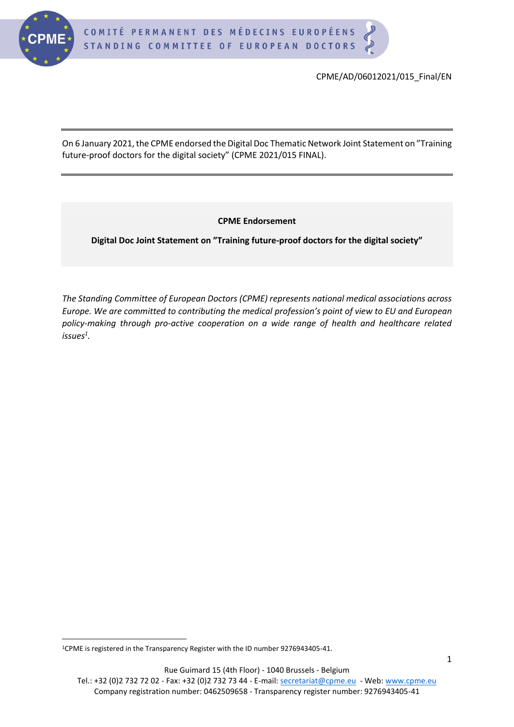CPME/AD/06012021/015_Final/EN

On 6 January 2021, the CPME endorsed the Digital Doc Thematic Network Joint Statement on "Training future-proof doctors for the digital society" (CPME 2021/015 FINAL).

**CPME Endorsement**

**Digital Doc Joint Statement on "Training future-proof doctors for the digital society"**

*The Standing Committee of European Doctors (CPME) represents national medical associations across Europe. We are committed to contributing the medical profession's point of view to EU and European policy-making through pro-active cooperation on a wide range of health and healthcare related issues*[1].

[1]CPME is registered in the Transparency Register with the ID number 9276943405-41.

Rue Guimard 15 (4th Floor) - 1040 Brussels - Belgium
Tel.: +32 (0)2 732 72 02 - Fax: +32 (0)2 732 73 44 - E-mail: secretariat@cpme.eu - Web: www.cpme.eu
Company registration number: 0462509658 - Transparency register number: 9276943405-41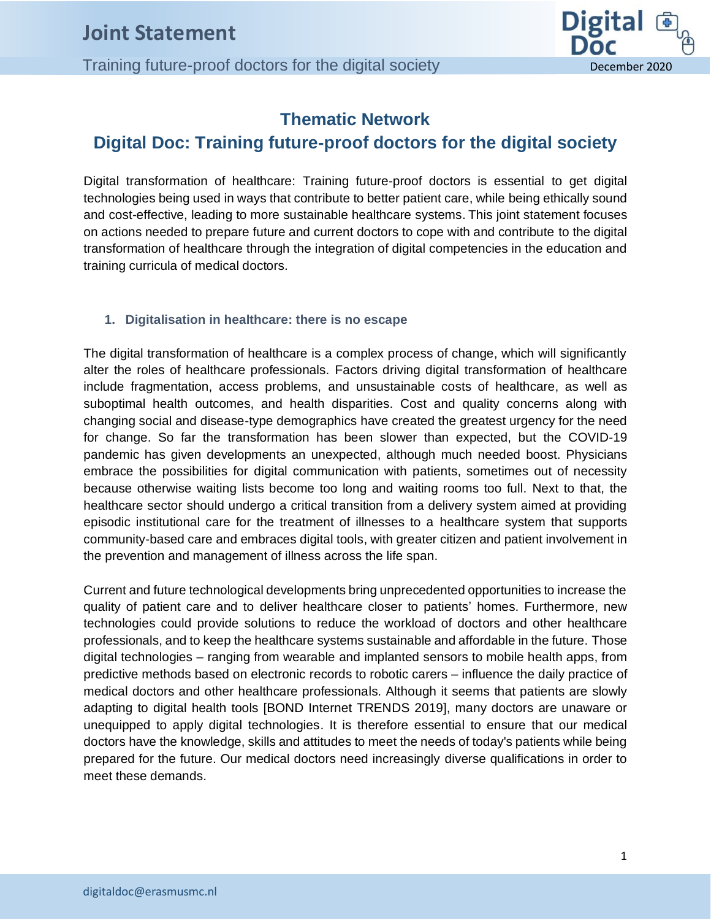# Thematic Network
# Digital Doc: Training future-proof doctors for the digital society

Digital transformation of healthcare: Training future-proof doctors is essential to get digital technologies being used in ways that contribute to better patient care, while being ethically sound and cost-effective, leading to more sustainable healthcare systems. This joint statement focuses on actions needed to prepare future and current doctors to cope with and contribute to the digital transformation of healthcare through the integration of digital competencies in the education and training curricula of medical doctors.

## 1. Digitalisation in healthcare: there is no escape

The digital transformation of healthcare is a complex process of change, which will significantly alter the roles of healthcare professionals. Factors driving digital transformation of healthcare include fragmentation, access problems, and unsustainable costs of healthcare, as well as suboptimal health outcomes, and health disparities. Cost and quality concerns along with changing social and disease-type demographics have created the greatest urgency for the need for change. So far the transformation has been slower than expected, but the COVID-19 pandemic has given developments an unexpected, although much needed boost. Physicians embrace the possibilities for digital communication with patients, sometimes out of necessity because otherwise waiting lists become too long and waiting rooms too full. Next to that, the healthcare sector should undergo a critical transition from a delivery system aimed at providing episodic institutional care for the treatment of illnesses to a healthcare system that supports community-based care and embraces digital tools, with greater citizen and patient involvement in the prevention and management of illness across the life span.

Current and future technological developments bring unprecedented opportunities to increase the quality of patient care and to deliver healthcare closer to patients' homes. Furthermore, new technologies could provide solutions to reduce the workload of doctors and other healthcare professionals, and to keep the healthcare systems sustainable and affordable in the future. Those digital technologies – ranging from wearable and implanted sensors to mobile health apps, from predictive methods based on electronic records to robotic carers – influence the daily practice of medical doctors and other healthcare professionals. Although it seems that patients are slowly adapting to digital health tools [BOND Internet TRENDS 2019], many doctors are unaware or unequipped to apply digital technologies. It is therefore essential to ensure that our medical doctors have the knowledge, skills and attitudes to meet the needs of today's patients while being prepared for the future. Our medical doctors need increasingly diverse qualifications in order to meet these demands.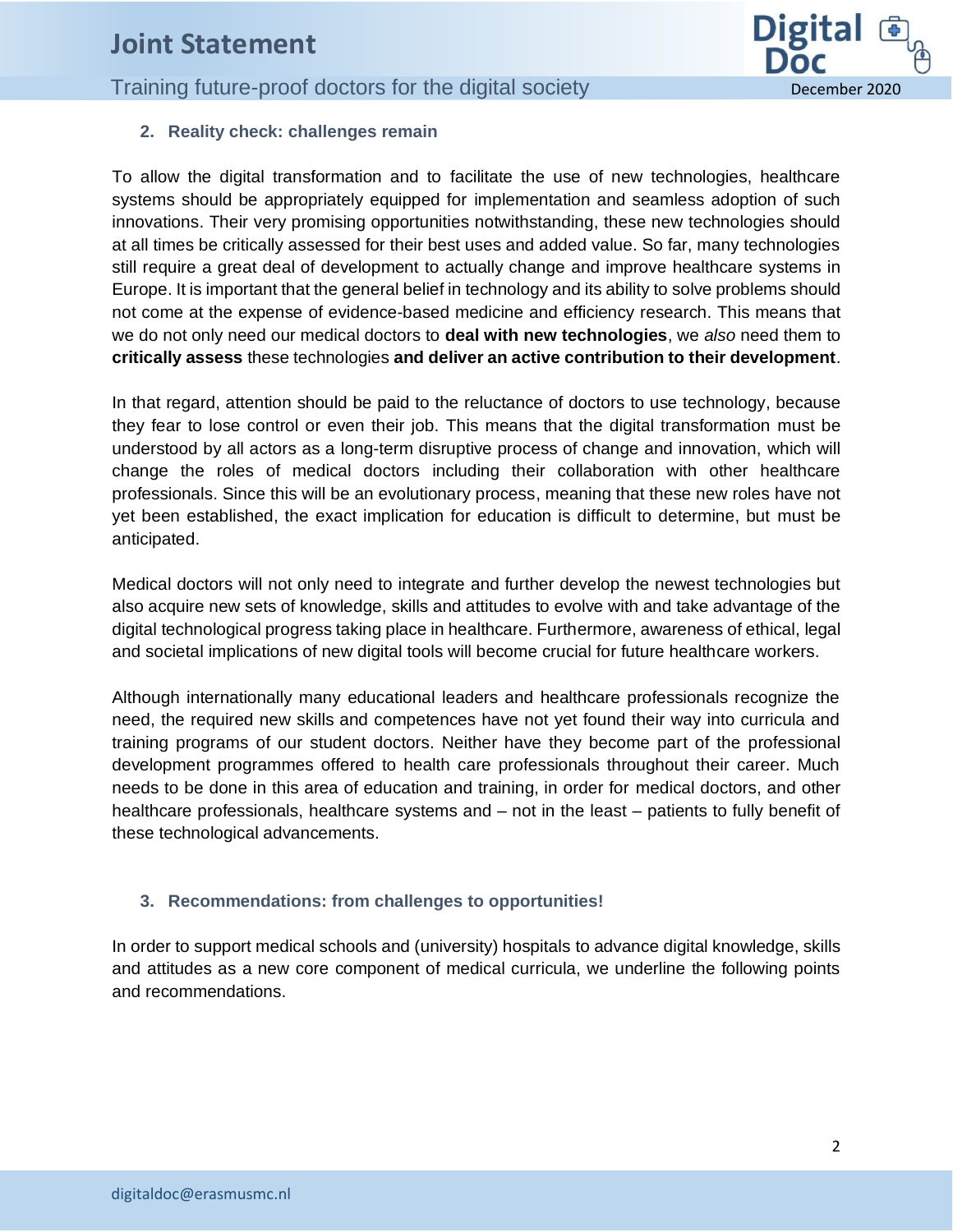## 2. Reality check: challenges remain

To allow the digital transformation and to facilitate the use of new technologies, healthcare systems should be appropriately equipped for implementation and seamless adoption of such innovations. Their very promising opportunities notwithstanding, these new technologies should at all times be critically assessed for their best uses and added value. So far, many technologies still require a great deal of development to actually change and improve healthcare systems in Europe. It is important that the general belief in technology and its ability to solve problems should not come at the expense of evidence-based medicine and efficiency research. This means that we do not only need our medical doctors to **deal with new technologies**, we *also* need them to **critically assess** these technologies **and deliver an active contribution to their development**.

In that regard, attention should be paid to the reluctance of doctors to use technology, because they fear to lose control or even their job. This means that the digital transformation must be understood by all actors as a long-term disruptive process of change and innovation, which will change the roles of medical doctors including their collaboration with other healthcare professionals. Since this will be an evolutionary process, meaning that these new roles have not yet been established, the exact implication for education is difficult to determine, but must be anticipated.

Medical doctors will not only need to integrate and further develop the newest technologies but also acquire new sets of knowledge, skills and attitudes to evolve with and take advantage of the digital technological progress taking place in healthcare. Furthermore, awareness of ethical, legal and societal implications of new digital tools will become crucial for future healthcare workers.

Although internationally many educational leaders and healthcare professionals recognize the need, the required new skills and competences have not yet found their way into curricula and training programs of our student doctors. Neither have they become part of the professional development programmes offered to health care professionals throughout their career. Much needs to be done in this area of education and training, in order for medical doctors, and other healthcare professionals, healthcare systems and – not in the least – patients to fully benefit of these technological advancements.

## 3. Recommendations: from challenges to opportunities!

In order to support medical schools and (university) hospitals to advance digital knowledge, skills and attitudes as a new core component of medical curricula, we underline the following points and recommendations.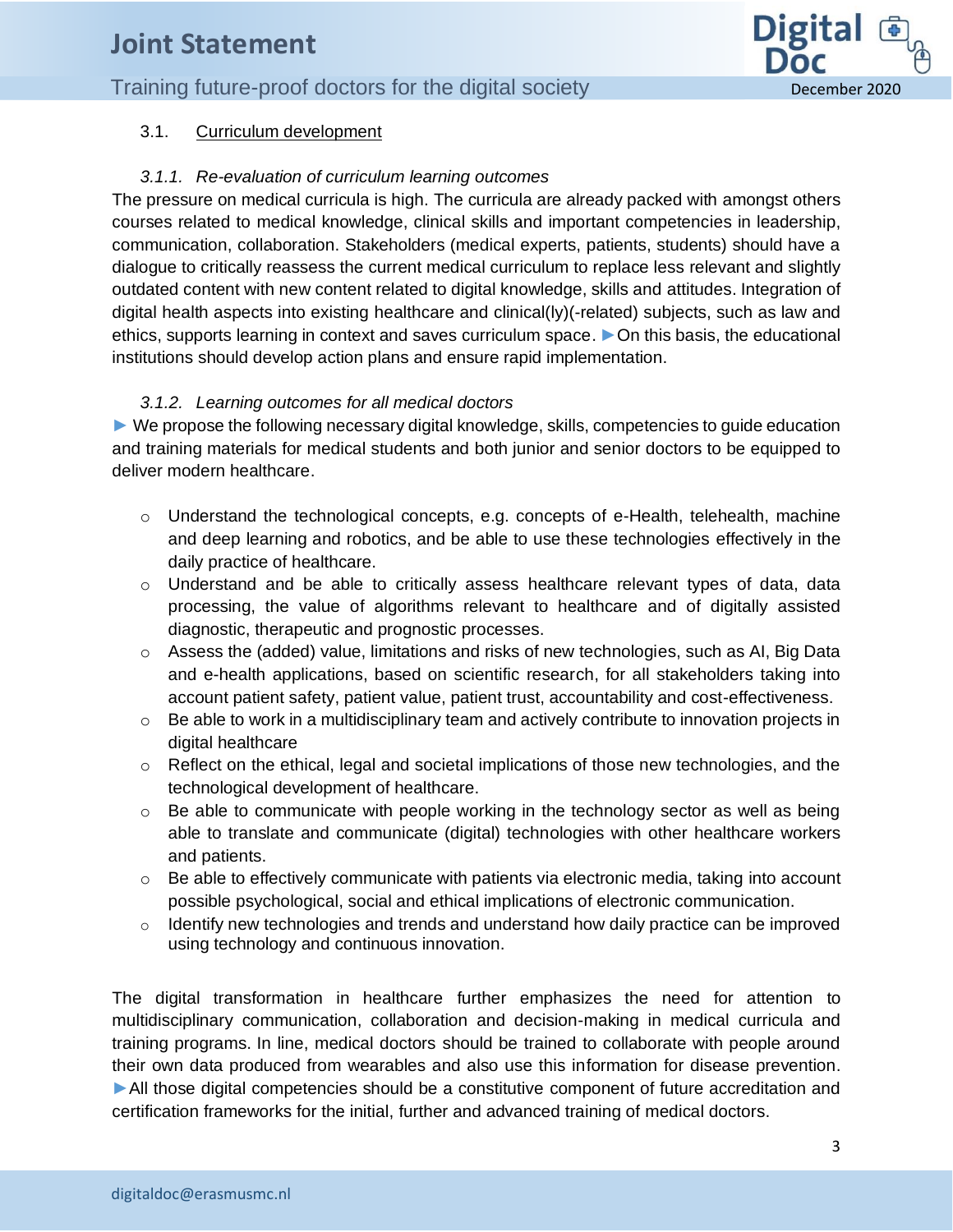### 3.1. Curriculum development

#### *3.1.1. Re-evaluation of curriculum learning outcomes*

The pressure on medical curricula is high. The curricula are already packed with amongst others courses related to medical knowledge, clinical skills and important competencies in leadership, communication, collaboration. Stakeholders (medical experts, patients, students) should have a dialogue to critically reassess the current medical curriculum to replace less relevant and slightly outdated content with new content related to digital knowledge, skills and attitudes. Integration of digital health aspects into existing healthcare and clinical(ly)(-related) subjects, such as law and ethics, supports learning in context and saves curriculum space. ► On this basis, the educational institutions should develop action plans and ensure rapid implementation.

#### *3.1.2. Learning outcomes for all medical doctors*

► We propose the following necessary digital knowledge, skills, competencies to guide education and training materials for medical students and both junior and senior doctors to be equipped to deliver modern healthcare.

- Understand the technological concepts, e.g. concepts of e-Health, telehealth, machine and deep learning and robotics, and be able to use these technologies effectively in the daily practice of healthcare.
- Understand and be able to critically assess healthcare relevant types of data, data processing, the value of algorithms relevant to healthcare and of digitally assisted diagnostic, therapeutic and prognostic processes.
- Assess the (added) value, limitations and risks of new technologies, such as AI, Big Data and e-health applications, based on scientific research, for all stakeholders taking into account patient safety, patient value, patient trust, accountability and cost-effectiveness.
- Be able to work in a multidisciplinary team and actively contribute to innovation projects in digital healthcare
- Reflect on the ethical, legal and societal implications of those new technologies, and the technological development of healthcare.
- Be able to communicate with people working in the technology sector as well as being able to translate and communicate (digital) technologies with other healthcare workers and patients.
- Be able to effectively communicate with patients via electronic media, taking into account possible psychological, social and ethical implications of electronic communication.
- Identify new technologies and trends and understand how daily practice can be improved using technology and continuous innovation.

The digital transformation in healthcare further emphasizes the need for attention to multidisciplinary communication, collaboration and decision-making in medical curricula and training programs. In line, medical doctors should be trained to collaborate with people around their own data produced from wearables and also use this information for disease prevention. ►All those digital competencies should be a constitutive component of future accreditation and certification frameworks for the initial, further and advanced training of medical doctors.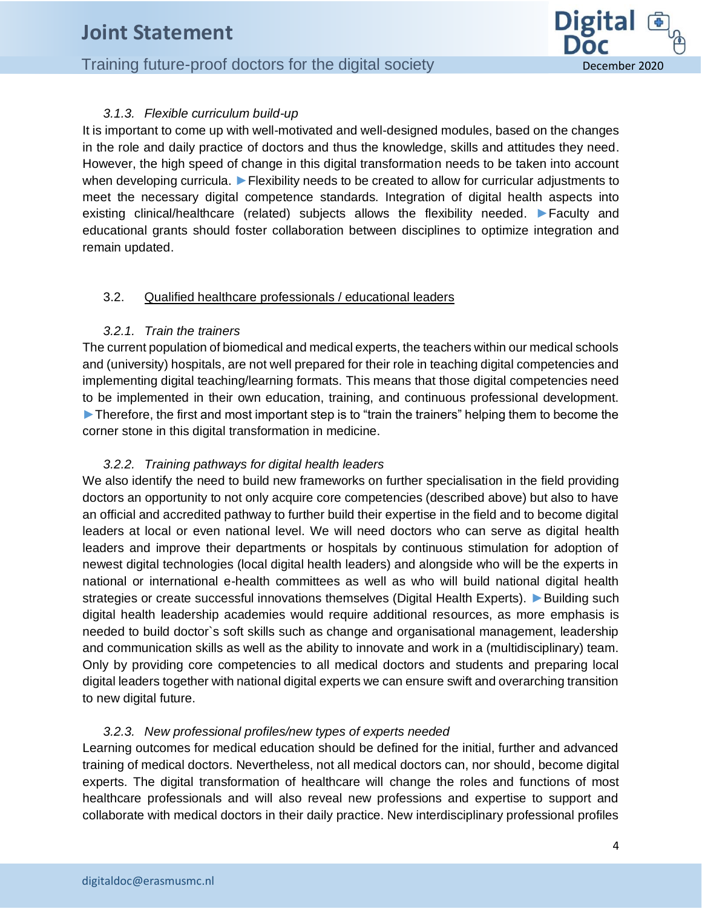#### 3.1.3. *Flexible curriculum build-up*

It is important to come up with well-motivated and well-designed modules, based on the changes in the role and daily practice of doctors and thus the knowledge, skills and attitudes they need. However, the high speed of change in this digital transformation needs to be taken into account when developing curricula. ►Flexibility needs to be created to allow for curricular adjustments to meet the necessary digital competence standards. Integration of digital health aspects into existing clinical/healthcare (related) subjects allows the flexibility needed. ►Faculty and educational grants should foster collaboration between disciplines to optimize integration and remain updated.

### 3.2. Qualified healthcare professionals / educational leaders

#### 3.2.1. *Train the trainers*

The current population of biomedical and medical experts, the teachers within our medical schools and (university) hospitals, are not well prepared for their role in teaching digital competencies and implementing digital teaching/learning formats. This means that those digital competencies need to be implemented in their own education, training, and continuous professional development. ►Therefore, the first and most important step is to "train the trainers" helping them to become the corner stone in this digital transformation in medicine.

#### 3.2.2. *Training pathways for digital health leaders*

We also identify the need to build new frameworks on further specialisation in the field providing doctors an opportunity to not only acquire core competencies (described above) but also to have an official and accredited pathway to further build their expertise in the field and to become digital leaders at local or even national level. We will need doctors who can serve as digital health leaders and improve their departments or hospitals by continuous stimulation for adoption of newest digital technologies (local digital health leaders) and alongside who will be the experts in national or international e-health committees as well as who will build national digital health strategies or create successful innovations themselves (Digital Health Experts). ►Building such digital health leadership academies would require additional resources, as more emphasis is needed to build doctor`s soft skills such as change and organisational management, leadership and communication skills as well as the ability to innovate and work in a (multidisciplinary) team. Only by providing core competencies to all medical doctors and students and preparing local digital leaders together with national digital experts we can ensure swift and overarching transition to new digital future.

#### 3.2.3. *New professional profiles/new types of experts needed*

Learning outcomes for medical education should be defined for the initial, further and advanced training of medical doctors. Nevertheless, not all medical doctors can, nor should, become digital experts. The digital transformation of healthcare will change the roles and functions of most healthcare professionals and will also reveal new professions and expertise to support and collaborate with medical doctors in their daily practice. New interdisciplinary professional profiles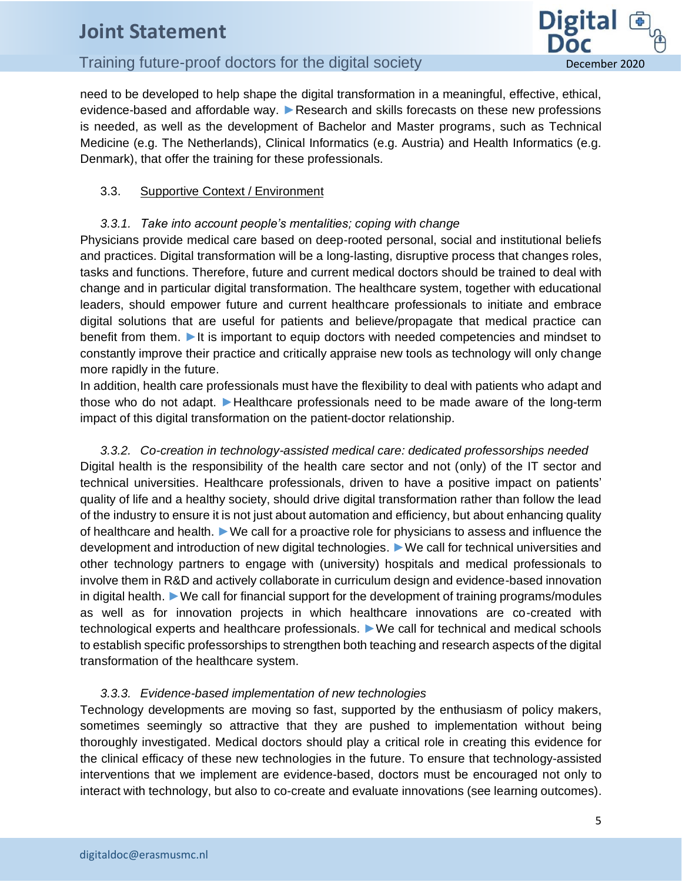need to be developed to help shape the digital transformation in a meaningful, effective, ethical, evidence-based and affordable way. ►Research and skills forecasts on these new professions is needed, as well as the development of Bachelor and Master programs, such as Technical Medicine (e.g. The Netherlands), Clinical Informatics (e.g. Austria) and Health Informatics (e.g. Denmark), that offer the training for these professionals.

### 3.3. Supportive Context / Environment

#### *3.3.1. Take into account people's mentalities; coping with change*

Physicians provide medical care based on deep-rooted personal, social and institutional beliefs and practices. Digital transformation will be a long-lasting, disruptive process that changes roles, tasks and functions. Therefore, future and current medical doctors should be trained to deal with change and in particular digital transformation. The healthcare system, together with educational leaders, should empower future and current healthcare professionals to initiate and embrace digital solutions that are useful for patients and believe/propagate that medical practice can benefit from them. ►It is important to equip doctors with needed competencies and mindset to constantly improve their practice and critically appraise new tools as technology will only change more rapidly in the future.

In addition, health care professionals must have the flexibility to deal with patients who adapt and those who do not adapt. ►Healthcare professionals need to be made aware of the long-term impact of this digital transformation on the patient-doctor relationship.

#### *3.3.2. Co-creation in technology-assisted medical care: dedicated professorships needed*

Digital health is the responsibility of the health care sector and not (only) of the IT sector and technical universities. Healthcare professionals, driven to have a positive impact on patients' quality of life and a healthy society, should drive digital transformation rather than follow the lead of the industry to ensure it is not just about automation and efficiency, but about enhancing quality of healthcare and health. ►We call for a proactive role for physicians to assess and influence the development and introduction of new digital technologies. ►We call for technical universities and other technology partners to engage with (university) hospitals and medical professionals to involve them in R&D and actively collaborate in curriculum design and evidence-based innovation in digital health. ►We call for financial support for the development of training programs/modules as well as for innovation projects in which healthcare innovations are co-created with technological experts and healthcare professionals. ►We call for technical and medical schools to establish specific professorships to strengthen both teaching and research aspects of the digital transformation of the healthcare system.

#### *3.3.3. Evidence-based implementation of new technologies*

Technology developments are moving so fast, supported by the enthusiasm of policy makers, sometimes seemingly so attractive that they are pushed to implementation without being thoroughly investigated. Medical doctors should play a critical role in creating this evidence for the clinical efficacy of these new technologies in the future. To ensure that technology-assisted interventions that we implement are evidence-based, doctors must be encouraged not only to interact with technology, but also to co-create and evaluate innovations (see learning outcomes).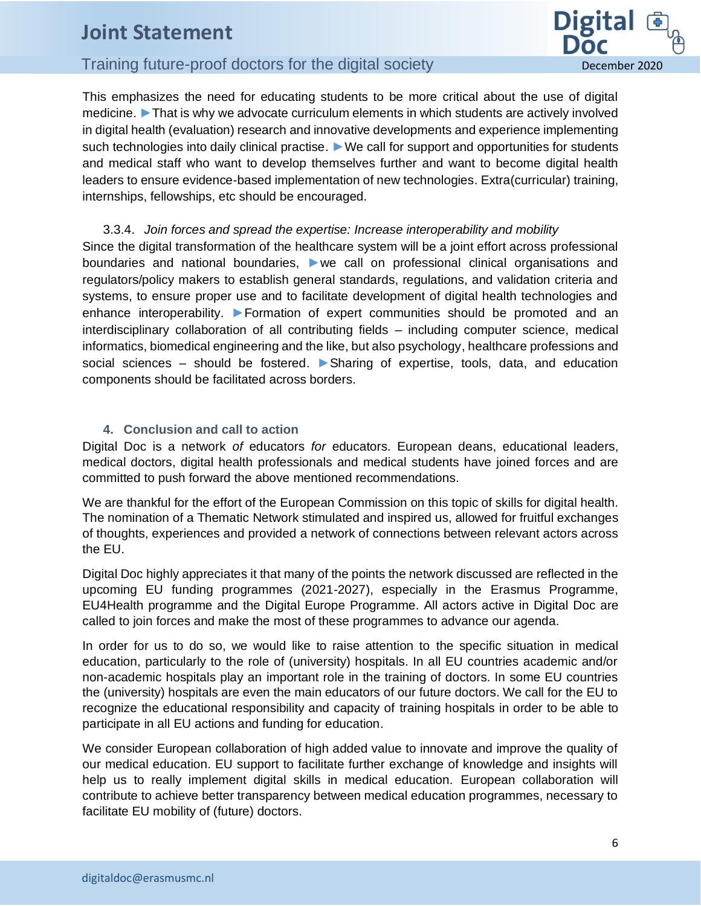This emphasizes the need for educating students to be more critical about the use of digital medicine. ►That is why we advocate curriculum elements in which students are actively involved in digital health (evaluation) research and innovative developments and experience implementing such technologies into daily clinical practise. ►We call for support and opportunities for students and medical staff who want to develop themselves further and want to become digital health leaders to ensure evidence-based implementation of new technologies. Extra(curricular) training, internships, fellowships, etc should be encouraged.

#### 3.3.4. *Join forces and spread the expertise: Increase interoperability and mobility*

Since the digital transformation of the healthcare system will be a joint effort across professional boundaries and national boundaries, ►we call on professional clinical organisations and regulators/policy makers to establish general standards, regulations, and validation criteria and systems, to ensure proper use and to facilitate development of digital health technologies and enhance interoperability. ►Formation of expert communities should be promoted and an interdisciplinary collaboration of all contributing fields – including computer science, medical informatics, biomedical engineering and the like, but also psychology, healthcare professions and social sciences – should be fostered. ►Sharing of expertise, tools, data, and education components should be facilitated across borders.

## 4. Conclusion and call to action

Digital Doc is a network *of* educators *for* educators. European deans, educational leaders, medical doctors, digital health professionals and medical students have joined forces and are committed to push forward the above mentioned recommendations.

We are thankful for the effort of the European Commission on this topic of skills for digital health. The nomination of a Thematic Network stimulated and inspired us, allowed for fruitful exchanges of thoughts, experiences and provided a network of connections between relevant actors across the EU.

Digital Doc highly appreciates it that many of the points the network discussed are reflected in the upcoming EU funding programmes (2021-2027), especially in the Erasmus Programme, EU4Health programme and the Digital Europe Programme. All actors active in Digital Doc are called to join forces and make the most of these programmes to advance our agenda.

In order for us to do so, we would like to raise attention to the specific situation in medical education, particularly to the role of (university) hospitals. In all EU countries academic and/or non-academic hospitals play an important role in the training of doctors. In some EU countries the (university) hospitals are even the main educators of our future doctors. We call for the EU to recognize the educational responsibility and capacity of training hospitals in order to be able to participate in all EU actions and funding for education.

We consider European collaboration of high added value to innovate and improve the quality of our medical education. EU support to facilitate further exchange of knowledge and insights will help us to really implement digital skills in medical education. European collaboration will contribute to achieve better transparency between medical education programmes, necessary to facilitate EU mobility of (future) doctors.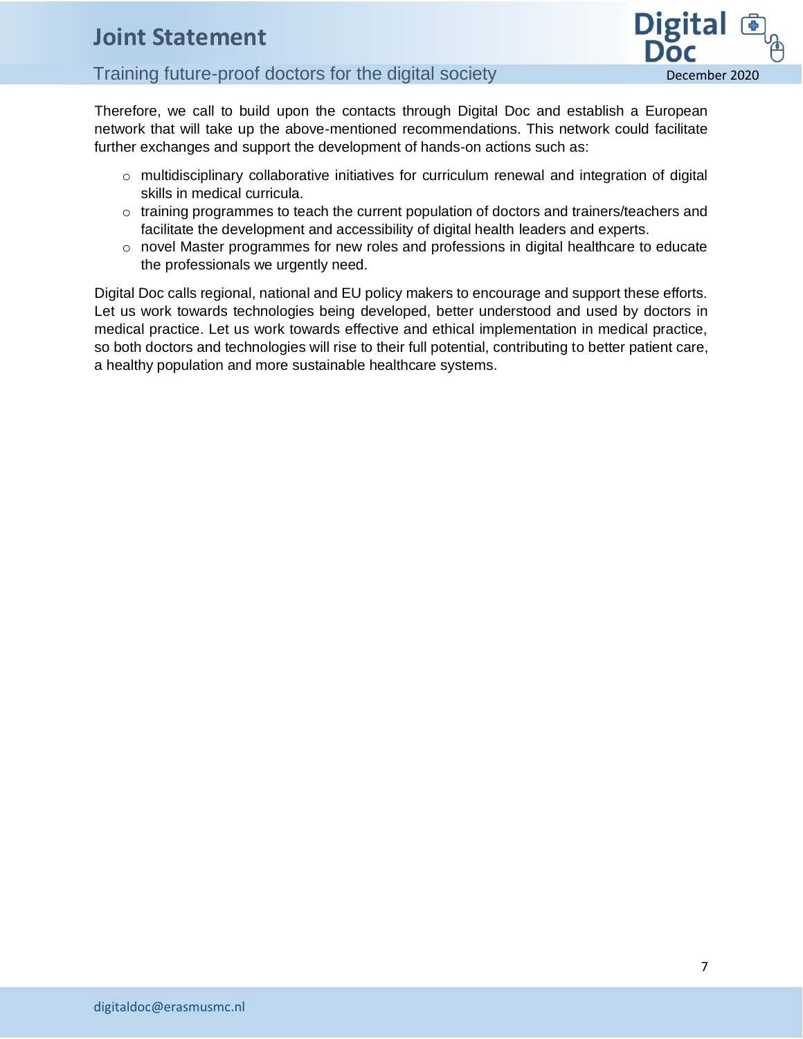Therefore, we call to build upon the contacts through Digital Doc and establish a European network that will take up the above-mentioned recommendations. This network could facilitate further exchanges and support the development of hands-on actions such as:

- multidisciplinary collaborative initiatives for curriculum renewal and integration of digital skills in medical curricula.
- training programmes to teach the current population of doctors and trainers/teachers and facilitate the development and accessibility of digital health leaders and experts.
- novel Master programmes for new roles and professions in digital healthcare to educate the professionals we urgently need.

Digital Doc calls regional, national and EU policy makers to encourage and support these efforts. Let us work towards technologies being developed, better understood and used by doctors in medical practice. Let us work towards effective and ethical implementation in medical practice, so both doctors and technologies will rise to their full potential, contributing to better patient care, a healthy population and more sustainable healthcare systems.